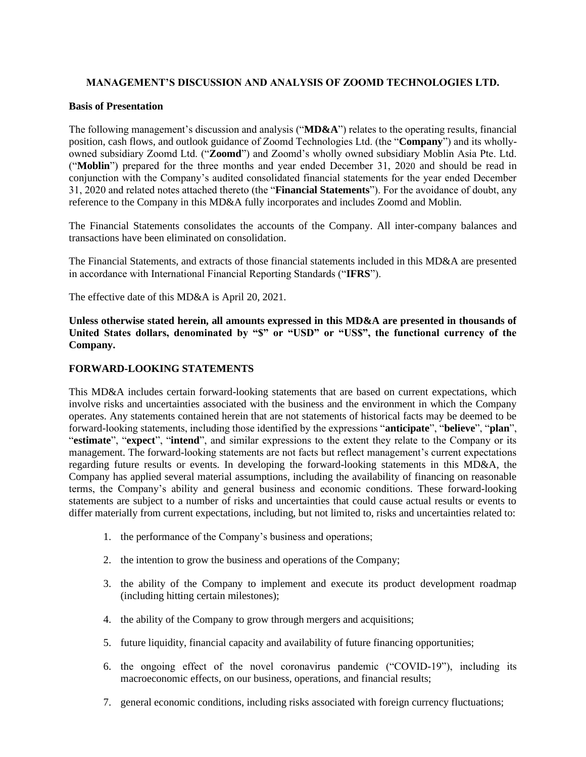# MANAGEMENT'S DISCUSSION AND ANALYSIS OF ZOOMD TECHNOLOGIES LTD.

## Basis of Presentation

The following management's discussion and analysis ("**MD&A**") relates to the operating results, financial position, cash flows, and outlook guidance of Zoomd Technologies Ltd. (the "**Company**") and its wholly-owned subsidiary Zoomd Ltd. ("**Zoomd**") and Zoomd's wholly owned subsidiary Moblin Asia Pte. Ltd. ("**Moblin**") prepared for the three months and year ended December 31, 2020 and should be read in conjunction with the Company's audited consolidated financial statements for the year ended December 31, 2020 and related notes attached thereto (the "**Financial Statements**"). For the avoidance of doubt, any reference to the Company in this MD&A fully incorporates and includes Zoomd and Moblin.

The Financial Statements consolidates the accounts of the Company. All inter-company balances and transactions have been eliminated on consolidation.

The Financial Statements, and extracts of those financial statements included in this MD&A are presented in accordance with International Financial Reporting Standards ("**IFRS**").

The effective date of this MD&A is April 20, 2021.

**Unless otherwise stated herein, all amounts expressed in this MD&A are presented in thousands of United States dollars, denominated by "$" or "USD" or "US$", the functional currency of the Company.**

## FORWARD-LOOKING STATEMENTS

This MD&A includes certain forward-looking statements that are based on current expectations, which involve risks and uncertainties associated with the business and the environment in which the Company operates. Any statements contained herein that are not statements of historical facts may be deemed to be forward-looking statements, including those identified by the expressions "**anticipate**", "**believe**", "**plan**", "**estimate**", "**expect**", "**intend**", and similar expressions to the extent they relate to the Company or its management. The forward-looking statements are not facts but reflect management's current expectations regarding future results or events. In developing the forward-looking statements in this MD&A, the Company has applied several material assumptions, including the availability of financing on reasonable terms, the Company's ability and general business and economic conditions. These forward-looking statements are subject to a number of risks and uncertainties that could cause actual results or events to differ materially from current expectations, including, but not limited to, risks and uncertainties related to:

1. the performance of the Company's business and operations;
2. the intention to grow the business and operations of the Company;
3. the ability of the Company to implement and execute its product development roadmap (including hitting certain milestones);
4. the ability of the Company to grow through mergers and acquisitions;
5. future liquidity, financial capacity and availability of future financing opportunities;
6. the ongoing effect of the novel coronavirus pandemic ("COVID-19"), including its macroeconomic effects, on our business, operations, and financial results;
7. general economic conditions, including risks associated with foreign currency fluctuations;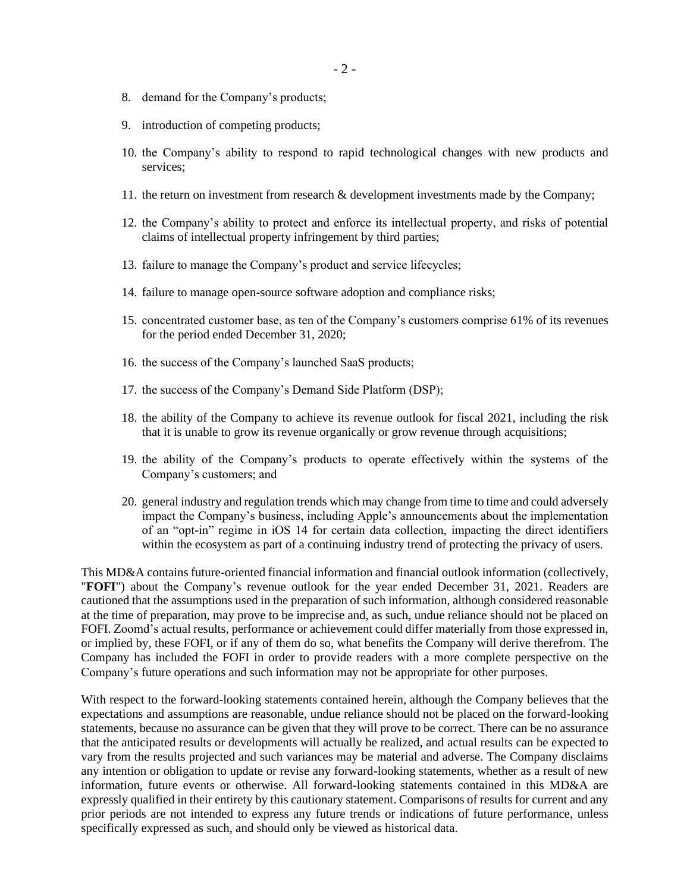8. demand for the Company's products;

9. introduction of competing products;

10. the Company's ability to respond to rapid technological changes with new products and services;

11. the return on investment from research & development investments made by the Company;

12. the Company's ability to protect and enforce its intellectual property, and risks of potential claims of intellectual property infringement by third parties;

13. failure to manage the Company's product and service lifecycles;

14. failure to manage open-source software adoption and compliance risks;

15. concentrated customer base, as ten of the Company's customers comprise 61% of its revenues for the period ended December 31, 2020;

16. the success of the Company's launched SaaS products;

17. the success of the Company's Demand Side Platform (DSP);

18. the ability of the Company to achieve its revenue outlook for fiscal 2021, including the risk that it is unable to grow its revenue organically or grow revenue through acquisitions;

19. the ability of the Company's products to operate effectively within the systems of the Company's customers; and

20. general industry and regulation trends which may change from time to time and could adversely impact the Company's business, including Apple's announcements about the implementation of an "opt-in" regime in iOS 14 for certain data collection, impacting the direct identifiers within the ecosystem as part of a continuing industry trend of protecting the privacy of users.

This MD&A contains future-oriented financial information and financial outlook information (collectively, "**FOFI**") about the Company's revenue outlook for the year ended December 31, 2021. Readers are cautioned that the assumptions used in the preparation of such information, although considered reasonable at the time of preparation, may prove to be imprecise and, as such, undue reliance should not be placed on FOFI. Zoomd's actual results, performance or achievement could differ materially from those expressed in, or implied by, these FOFI, or if any of them do so, what benefits the Company will derive therefrom. The Company has included the FOFI in order to provide readers with a more complete perspective on the Company's future operations and such information may not be appropriate for other purposes.

With respect to the forward-looking statements contained herein, although the Company believes that the expectations and assumptions are reasonable, undue reliance should not be placed on the forward-looking statements, because no assurance can be given that they will prove to be correct. There can be no assurance that the anticipated results or developments will actually be realized, and actual results can be expected to vary from the results projected and such variances may be material and adverse. The Company disclaims any intention or obligation to update or revise any forward-looking statements, whether as a result of new information, future events or otherwise. All forward-looking statements contained in this MD&A are expressly qualified in their entirety by this cautionary statement. Comparisons of results for current and any prior periods are not intended to express any future trends or indications of future performance, unless specifically expressed as such, and should only be viewed as historical data.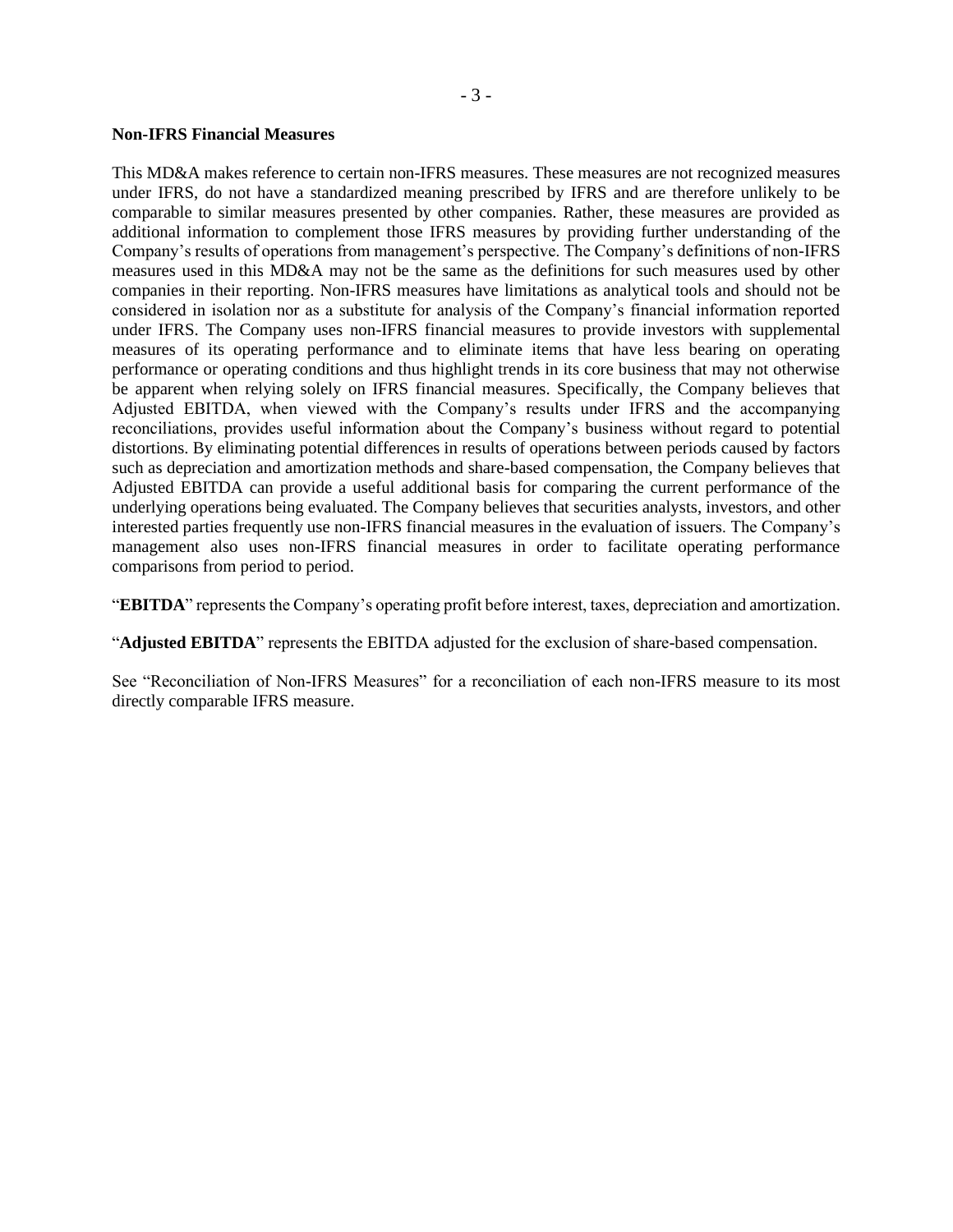**Non-IFRS Financial Measures**

This MD&A makes reference to certain non-IFRS measures. These measures are not recognized measures under IFRS, do not have a standardized meaning prescribed by IFRS and are therefore unlikely to be comparable to similar measures presented by other companies. Rather, these measures are provided as additional information to complement those IFRS measures by providing further understanding of the Company's results of operations from management's perspective. The Company's definitions of non-IFRS measures used in this MD&A may not be the same as the definitions for such measures used by other companies in their reporting. Non-IFRS measures have limitations as analytical tools and should not be considered in isolation nor as a substitute for analysis of the Company's financial information reported under IFRS. The Company uses non-IFRS financial measures to provide investors with supplemental measures of its operating performance and to eliminate items that have less bearing on operating performance or operating conditions and thus highlight trends in its core business that may not otherwise be apparent when relying solely on IFRS financial measures. Specifically, the Company believes that Adjusted EBITDA, when viewed with the Company's results under IFRS and the accompanying reconciliations, provides useful information about the Company's business without regard to potential distortions. By eliminating potential differences in results of operations between periods caused by factors such as depreciation and amortization methods and share-based compensation, the Company believes that Adjusted EBITDA can provide a useful additional basis for comparing the current performance of the underlying operations being evaluated. The Company believes that securities analysts, investors, and other interested parties frequently use non-IFRS financial measures in the evaluation of issuers. The Company's management also uses non-IFRS financial measures in order to facilitate operating performance comparisons from period to period.

"**EBITDA**" represents the Company's operating profit before interest, taxes, depreciation and amortization.

"**Adjusted EBITDA**" represents the EBITDA adjusted for the exclusion of share-based compensation.

See "Reconciliation of Non-IFRS Measures" for a reconciliation of each non-IFRS measure to its most directly comparable IFRS measure.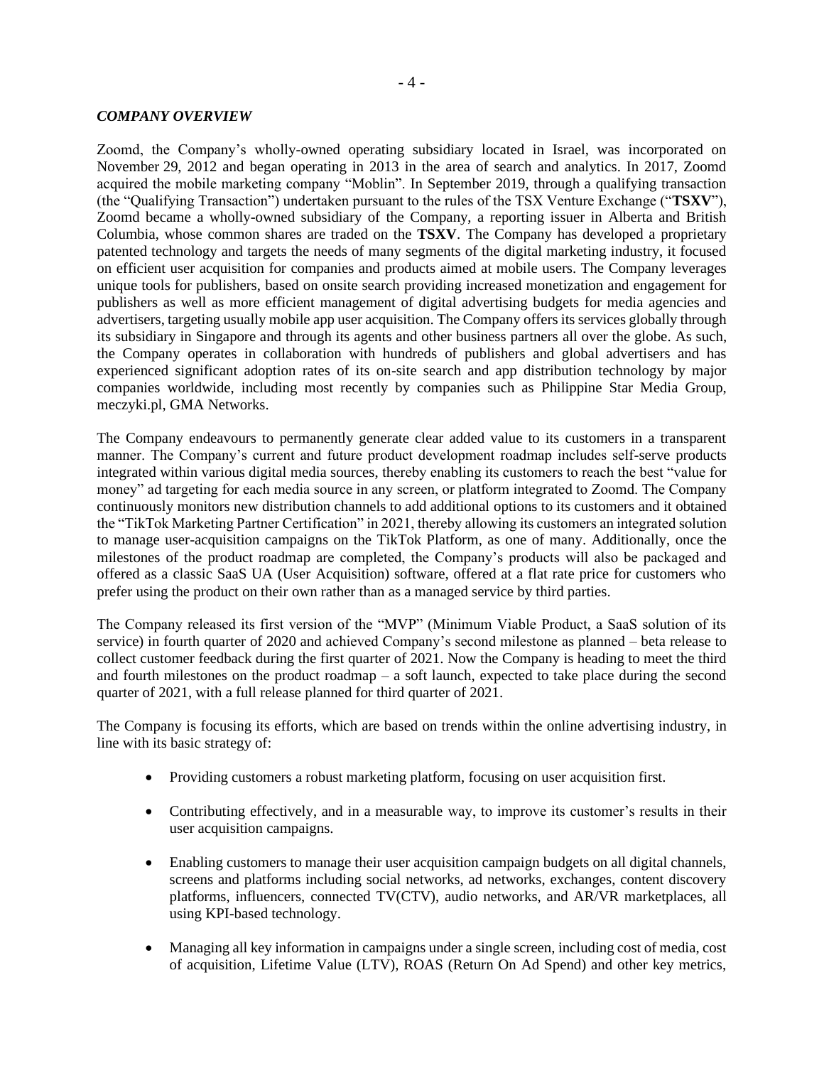### *COMPANY OVERVIEW*

Zoomd, the Company's wholly-owned operating subsidiary located in Israel, was incorporated on November 29, 2012 and began operating in 2013 in the area of search and analytics. In 2017, Zoomd acquired the mobile marketing company "Moblin". In September 2019, through a qualifying transaction (the "Qualifying Transaction") undertaken pursuant to the rules of the TSX Venture Exchange ("**TSXV**"), Zoomd became a wholly-owned subsidiary of the Company, a reporting issuer in Alberta and British Columbia, whose common shares are traded on the **TSXV**. The Company has developed a proprietary patented technology and targets the needs of many segments of the digital marketing industry, it focused on efficient user acquisition for companies and products aimed at mobile users. The Company leverages unique tools for publishers, based on onsite search providing increased monetization and engagement for publishers as well as more efficient management of digital advertising budgets for media agencies and advertisers, targeting usually mobile app user acquisition. The Company offers its services globally through its subsidiary in Singapore and through its agents and other business partners all over the globe. As such, the Company operates in collaboration with hundreds of publishers and global advertisers and has experienced significant adoption rates of its on-site search and app distribution technology by major companies worldwide, including most recently by companies such as Philippine Star Media Group, meczyki.pl, GMA Networks.

The Company endeavours to permanently generate clear added value to its customers in a transparent manner. The Company's current and future product development roadmap includes self-serve products integrated within various digital media sources, thereby enabling its customers to reach the best "value for money" ad targeting for each media source in any screen, or platform integrated to Zoomd. The Company continuously monitors new distribution channels to add additional options to its customers and it obtained the "TikTok Marketing Partner Certification" in 2021, thereby allowing its customers an integrated solution to manage user-acquisition campaigns on the TikTok Platform, as one of many. Additionally, once the milestones of the product roadmap are completed, the Company's products will also be packaged and offered as a classic SaaS UA (User Acquisition) software, offered at a flat rate price for customers who prefer using the product on their own rather than as a managed service by third parties.

The Company released its first version of the "MVP" (Minimum Viable Product, a SaaS solution of its service) in fourth quarter of 2020 and achieved Company's second milestone as planned – beta release to collect customer feedback during the first quarter of 2021. Now the Company is heading to meet the third and fourth milestones on the product roadmap – a soft launch, expected to take place during the second quarter of 2021, with a full release planned for third quarter of 2021.

The Company is focusing its efforts, which are based on trends within the online advertising industry, in line with its basic strategy of:

- Providing customers a robust marketing platform, focusing on user acquisition first.
- Contributing effectively, and in a measurable way, to improve its customer's results in their user acquisition campaigns.
- Enabling customers to manage their user acquisition campaign budgets on all digital channels, screens and platforms including social networks, ad networks, exchanges, content discovery platforms, influencers, connected TV(CTV), audio networks, and AR/VR marketplaces, all using KPI-based technology.
- Managing all key information in campaigns under a single screen, including cost of media, cost of acquisition, Lifetime Value (LTV), ROAS (Return On Ad Spend) and other key metrics,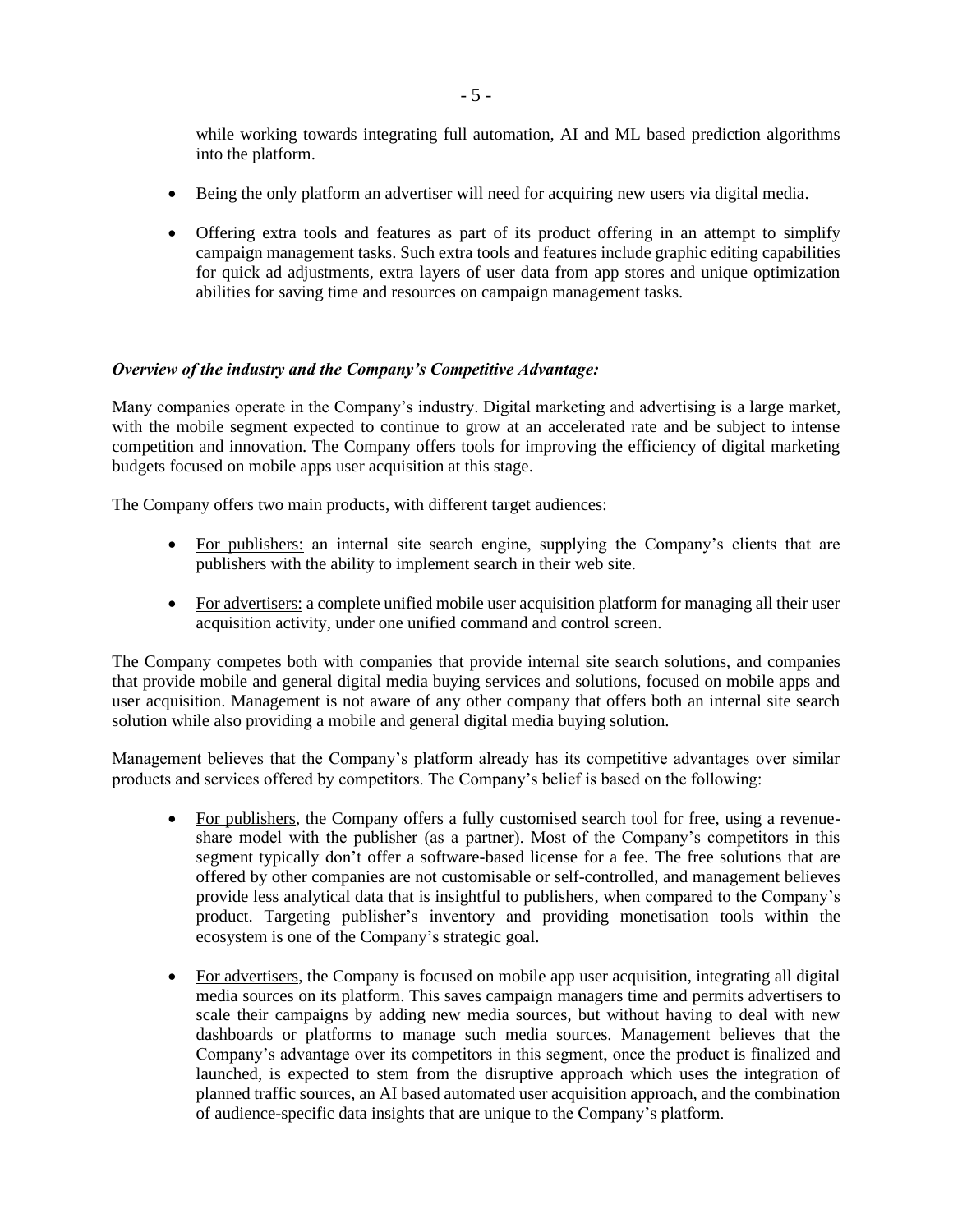while working towards integrating full automation, AI and ML based prediction algorithms into the platform.

- Being the only platform an advertiser will need for acquiring new users via digital media.
- Offering extra tools and features as part of its product offering in an attempt to simplify campaign management tasks. Such extra tools and features include graphic editing capabilities for quick ad adjustments, extra layers of user data from app stores and unique optimization abilities for saving time and resources on campaign management tasks.

***Overview of the industry and the Company's Competitive Advantage:***

Many companies operate in the Company's industry. Digital marketing and advertising is a large market, with the mobile segment expected to continue to grow at an accelerated rate and be subject to intense competition and innovation. The Company offers tools for improving the efficiency of digital marketing budgets focused on mobile apps user acquisition at this stage.

The Company offers two main products, with different target audiences:

- <u>For publishers:</u> an internal site search engine, supplying the Company's clients that are publishers with the ability to implement search in their web site.
- <u>For advertisers:</u> a complete unified mobile user acquisition platform for managing all their user acquisition activity, under one unified command and control screen.

The Company competes both with companies that provide internal site search solutions, and companies that provide mobile and general digital media buying services and solutions, focused on mobile apps and user acquisition. Management is not aware of any other company that offers both an internal site search solution while also providing a mobile and general digital media buying solution.

Management believes that the Company's platform already has its competitive advantages over similar products and services offered by competitors. The Company's belief is based on the following:

- <u>For publishers</u>, the Company offers a fully customised search tool for free, using a revenue-share model with the publisher (as a partner). Most of the Company's competitors in this segment typically don't offer a software-based license for a fee. The free solutions that are offered by other companies are not customisable or self-controlled, and management believes provide less analytical data that is insightful to publishers, when compared to the Company's product. Targeting publisher's inventory and providing monetisation tools within the ecosystem is one of the Company's strategic goal.
- <u>For advertisers</u>, the Company is focused on mobile app user acquisition, integrating all digital media sources on its platform. This saves campaign managers time and permits advertisers to scale their campaigns by adding new media sources, but without having to deal with new dashboards or platforms to manage such media sources. Management believes that the Company's advantage over its competitors in this segment, once the product is finalized and launched, is expected to stem from the disruptive approach which uses the integration of planned traffic sources, an AI based automated user acquisition approach, and the combination of audience-specific data insights that are unique to the Company's platform.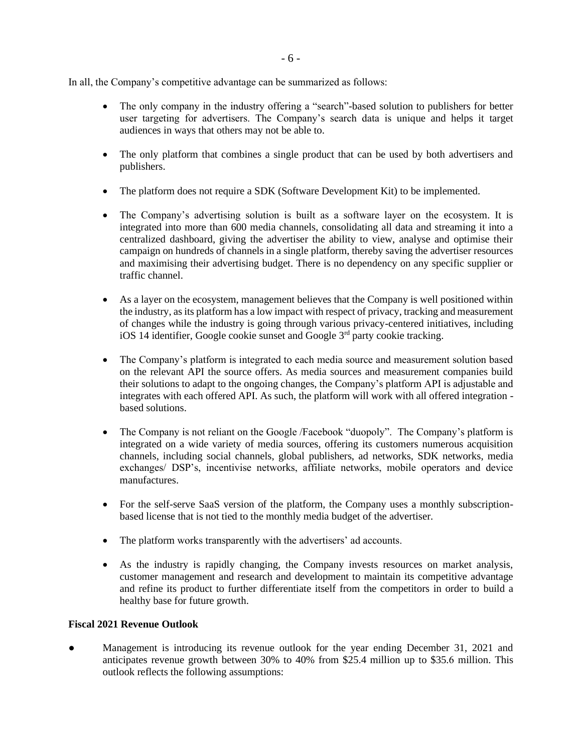In all, the Company's competitive advantage can be summarized as follows:

- The only company in the industry offering a "search"-based solution to publishers for better user targeting for advertisers. The Company's search data is unique and helps it target audiences in ways that others may not be able to.
- The only platform that combines a single product that can be used by both advertisers and publishers.
- The platform does not require a SDK (Software Development Kit) to be implemented.
- The Company's advertising solution is built as a software layer on the ecosystem. It is integrated into more than 600 media channels, consolidating all data and streaming it into a centralized dashboard, giving the advertiser the ability to view, analyse and optimise their campaign on hundreds of channels in a single platform, thereby saving the advertiser resources and maximising their advertising budget. There is no dependency on any specific supplier or traffic channel.
- As a layer on the ecosystem, management believes that the Company is well positioned within the industry, as its platform has a low impact with respect of privacy, tracking and measurement of changes while the industry is going through various privacy-centered initiatives, including iOS 14 identifier, Google cookie sunset and Google 3rd party cookie tracking.
- The Company's platform is integrated to each media source and measurement solution based on the relevant API the source offers. As media sources and measurement companies build their solutions to adapt to the ongoing changes, the Company's platform API is adjustable and integrates with each offered API. As such, the platform will work with all offered integration - based solutions.
- The Company is not reliant on the Google /Facebook "duopoly". The Company's platform is integrated on a wide variety of media sources, offering its customers numerous acquisition channels, including social channels, global publishers, ad networks, SDK networks, media exchanges/ DSP's, incentivise networks, affiliate networks, mobile operators and device manufactures.
- For the self-serve SaaS version of the platform, the Company uses a monthly subscription-based license that is not tied to the monthly media budget of the advertiser.
- The platform works transparently with the advertisers' ad accounts.
- As the industry is rapidly changing, the Company invests resources on market analysis, customer management and research and development to maintain its competitive advantage and refine its product to further differentiate itself from the competitors in order to build a healthy base for future growth.

**Fiscal 2021 Revenue Outlook**

- Management is introducing its revenue outlook for the year ending December 31, 2021 and anticipates revenue growth between 30% to 40% from \$25.4 million up to \$35.6 million. This outlook reflects the following assumptions: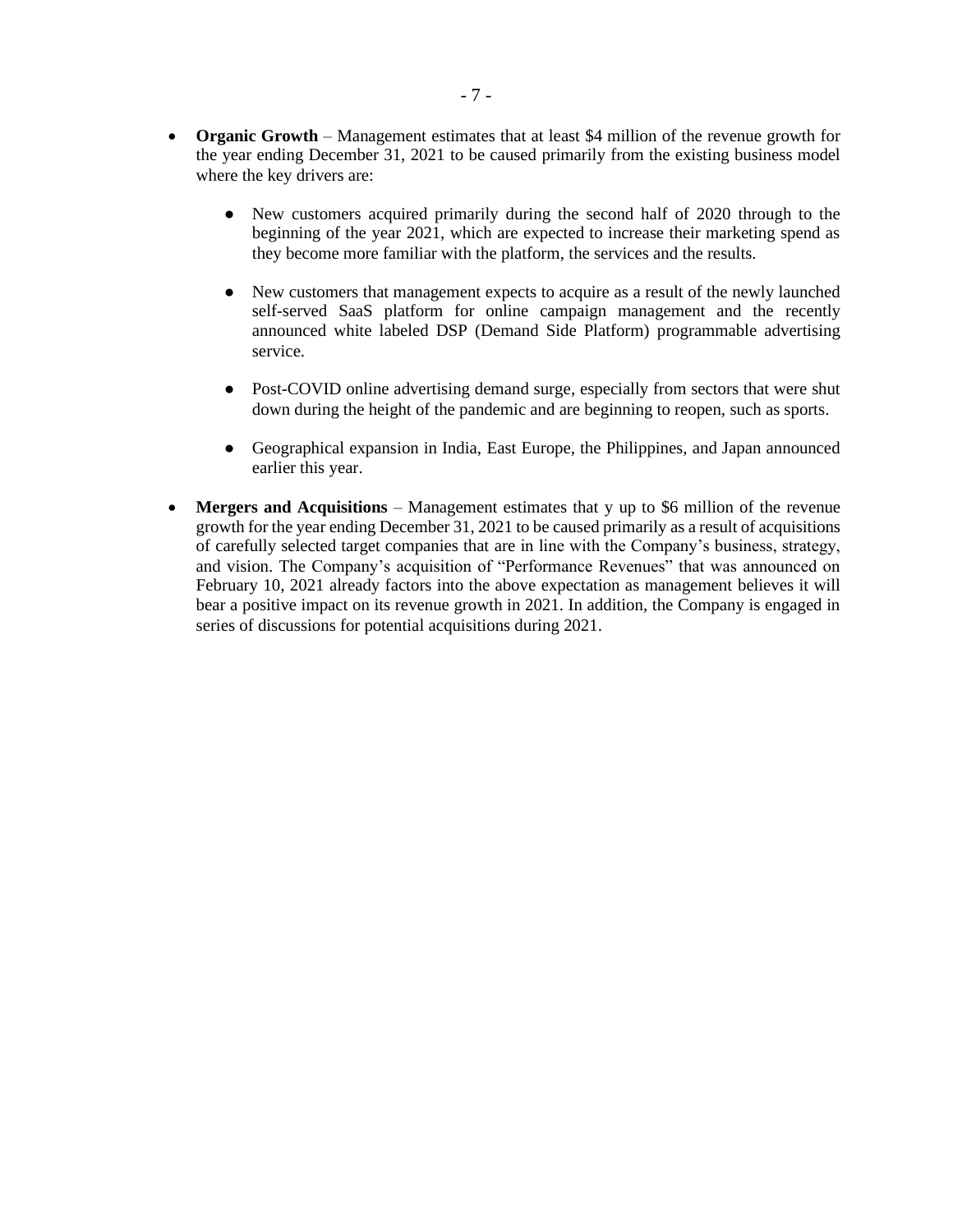- **Organic Growth** – Management estimates that at least $4 million of the revenue growth for the year ending December 31, 2021 to be caused primarily from the existing business model where the key drivers are:

  - New customers acquired primarily during the second half of 2020 through to the beginning of the year 2021, which are expected to increase their marketing spend as they become more familiar with the platform, the services and the results.

  - New customers that management expects to acquire as a result of the newly launched self-served SaaS platform for online campaign management and the recently announced white labeled DSP (Demand Side Platform) programmable advertising service.

  - Post-COVID online advertising demand surge, especially from sectors that were shut down during the height of the pandemic and are beginning to reopen, such as sports.

  - Geographical expansion in India, East Europe, the Philippines, and Japan announced earlier this year.

- **Mergers and Acquisitions** – Management estimates that y up to $6 million of the revenue growth for the year ending December 31, 2021 to be caused primarily as a result of acquisitions of carefully selected target companies that are in line with the Company's business, strategy, and vision. The Company's acquisition of "Performance Revenues" that was announced on February 10, 2021 already factors into the above expectation as management believes it will bear a positive impact on its revenue growth in 2021. In addition, the Company is engaged in series of discussions for potential acquisitions during 2021.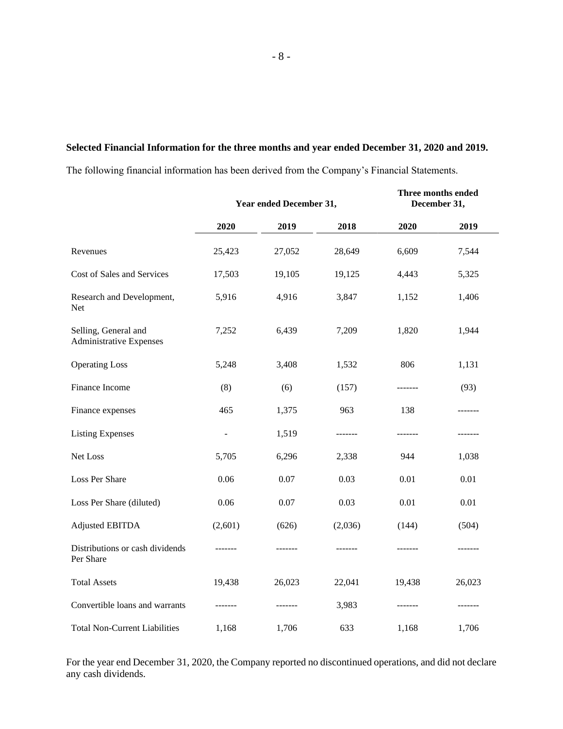**Selected Financial Information for the three months and year ended December 31, 2020 and 2019.**

The following financial information has been derived from the Company's Financial Statements.

| | Year ended December 31, | | | Three months ended December 31, | |
|---|---|---|---|---|---|
| | 2020 | 2019 | 2018 | 2020 | 2019 |
| Revenues | 25,423 | 27,052 | 28,649 | 6,609 | 7,544 |
| Cost of Sales and Services | 17,503 | 19,105 | 19,125 | 4,443 | 5,325 |
| Research and Development, Net | 5,916 | 4,916 | 3,847 | 1,152 | 1,406 |
| Selling, General and Administrative Expenses | 7,252 | 6,439 | 7,209 | 1,820 | 1,944 |
| Operating Loss | 5,248 | 3,408 | 1,532 | 806 | 1,131 |
| Finance Income | (8) | (6) | (157) | ------- | (93) |
| Finance expenses | 465 | 1,375 | 963 | 138 | ------- |
| Listing Expenses | - | 1,519 | ------- | ------- | ------- |
| Net Loss | 5,705 | 6,296 | 2,338 | 944 | 1,038 |
| Loss Per Share | 0.06 | 0.07 | 0.03 | 0.01 | 0.01 |
| Loss Per Share (diluted) | 0.06 | 0.07 | 0.03 | 0.01 | 0.01 |
| Adjusted EBITDA | (2,601) | (626) | (2,036) | (144) | (504) |
| Distributions or cash dividends Per Share | ------- | ------- | ------- | ------- | ------- |
| Total Assets | 19,438 | 26,023 | 22,041 | 19,438 | 26,023 |
| Convertible loans and warrants | ------- | ------- | 3,983 | ------- | ------- |
| Total Non-Current Liabilities | 1,168 | 1,706 | 633 | 1,168 | 1,706 |

For the year end December 31, 2020, the Company reported no discontinued operations, and did not declare any cash dividends.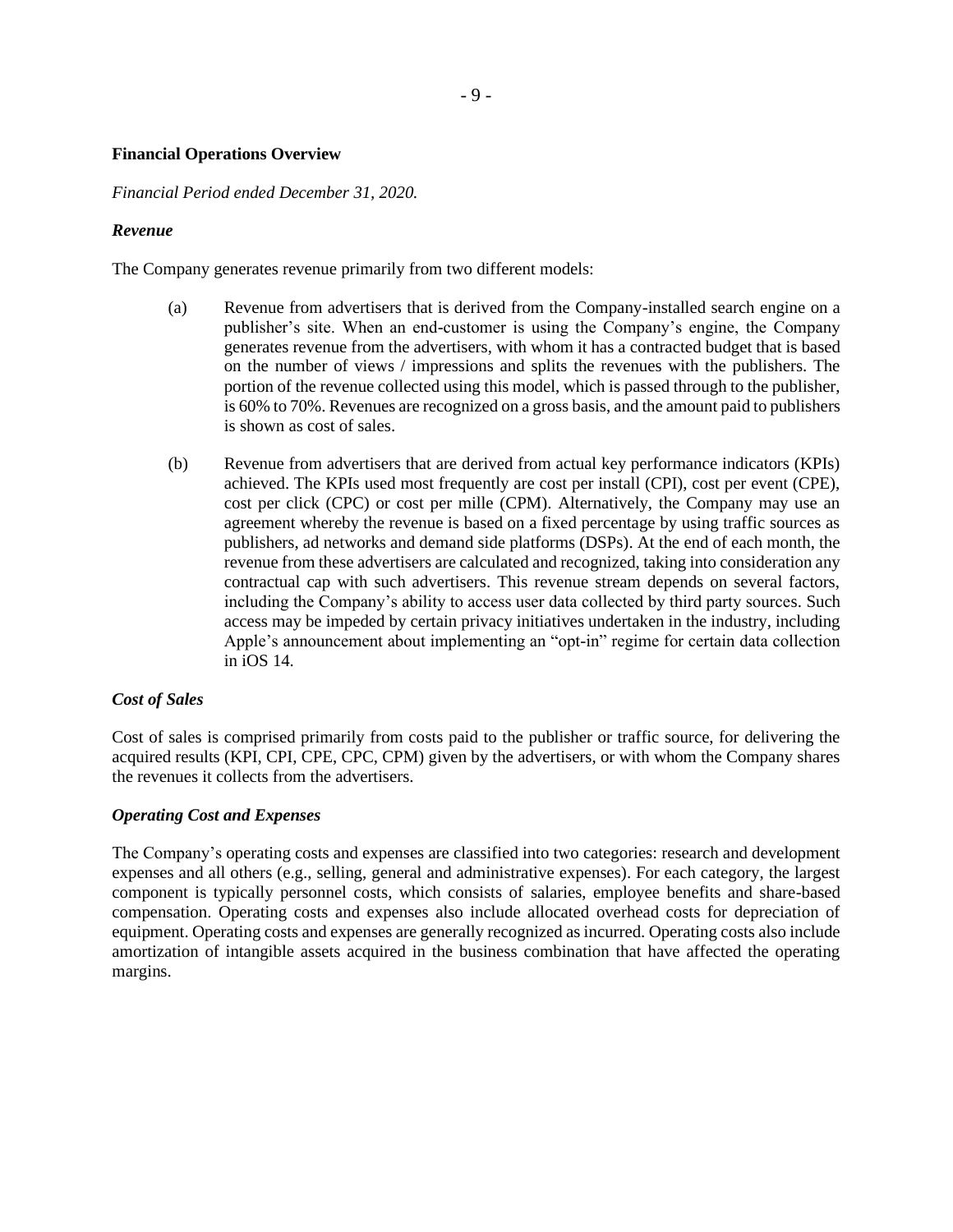**Financial Operations Overview**

*Financial Period ended December 31, 2020.*

***Revenue***

The Company generates revenue primarily from two different models:

(a) Revenue from advertisers that is derived from the Company-installed search engine on a publisher's site. When an end-customer is using the Company's engine, the Company generates revenue from the advertisers, with whom it has a contracted budget that is based on the number of views / impressions and splits the revenues with the publishers. The portion of the revenue collected using this model, which is passed through to the publisher, is 60% to 70%. Revenues are recognized on a gross basis, and the amount paid to publishers is shown as cost of sales.

(b) Revenue from advertisers that are derived from actual key performance indicators (KPIs) achieved. The KPIs used most frequently are cost per install (CPI), cost per event (CPE), cost per click (CPC) or cost per mille (CPM). Alternatively, the Company may use an agreement whereby the revenue is based on a fixed percentage by using traffic sources as publishers, ad networks and demand side platforms (DSPs). At the end of each month, the revenue from these advertisers are calculated and recognized, taking into consideration any contractual cap with such advertisers. This revenue stream depends on several factors, including the Company's ability to access user data collected by third party sources. Such access may be impeded by certain privacy initiatives undertaken in the industry, including Apple's announcement about implementing an "opt-in" regime for certain data collection in iOS 14.

***Cost of Sales***

Cost of sales is comprised primarily from costs paid to the publisher or traffic source, for delivering the acquired results (KPI, CPI, CPE, CPC, CPM) given by the advertisers, or with whom the Company shares the revenues it collects from the advertisers.

***Operating Cost and Expenses***

The Company's operating costs and expenses are classified into two categories: research and development expenses and all others (e.g., selling, general and administrative expenses). For each category, the largest component is typically personnel costs, which consists of salaries, employee benefits and share-based compensation. Operating costs and expenses also include allocated overhead costs for depreciation of equipment. Operating costs and expenses are generally recognized as incurred. Operating costs also include amortization of intangible assets acquired in the business combination that have affected the operating margins.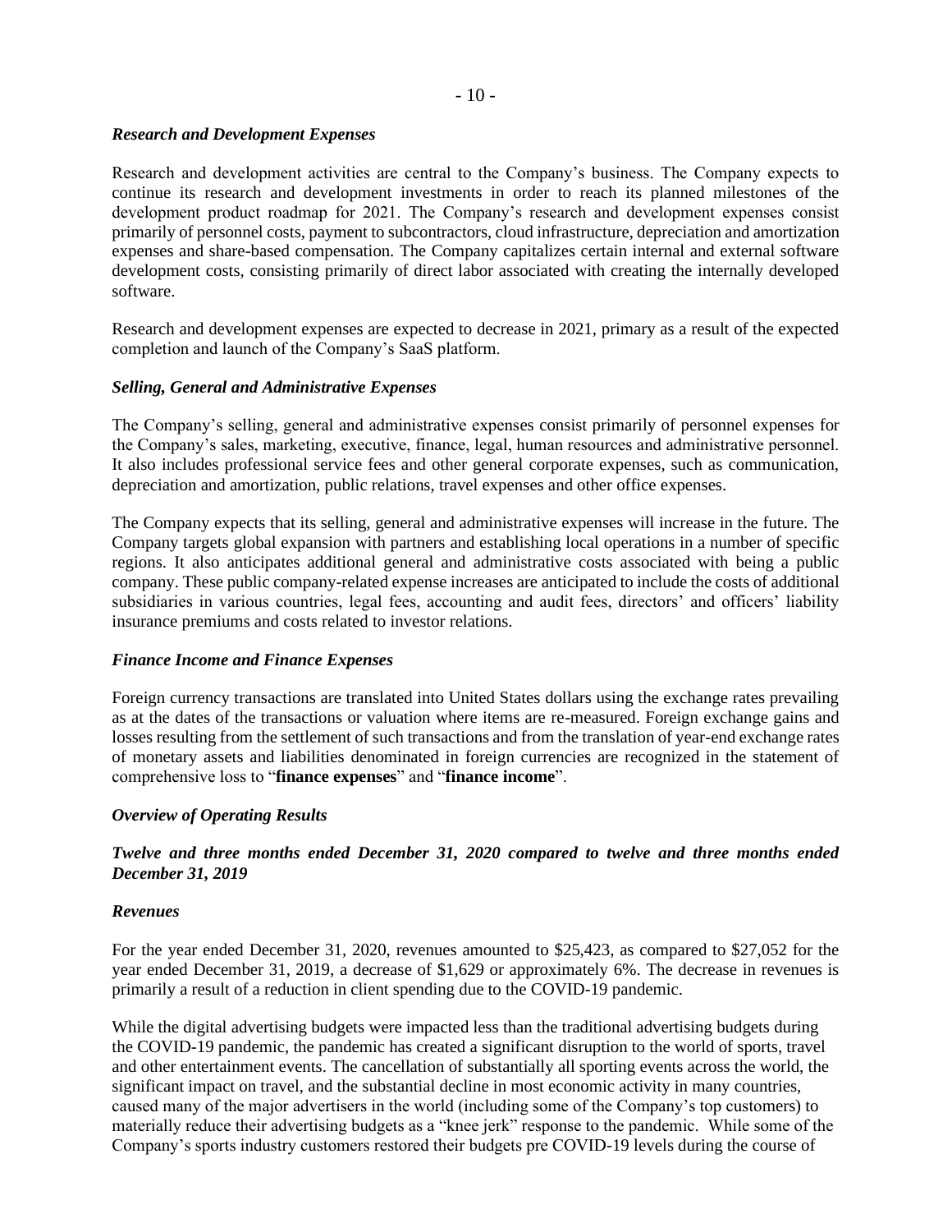### *Research and Development Expenses*

Research and development activities are central to the Company's business. The Company expects to continue its research and development investments in order to reach its planned milestones of the development product roadmap for 2021. The Company's research and development expenses consist primarily of personnel costs, payment to subcontractors, cloud infrastructure, depreciation and amortization expenses and share-based compensation. The Company capitalizes certain internal and external software development costs, consisting primarily of direct labor associated with creating the internally developed software.

Research and development expenses are expected to decrease in 2021, primary as a result of the expected completion and launch of the Company's SaaS platform.

### *Selling, General and Administrative Expenses*

The Company's selling, general and administrative expenses consist primarily of personnel expenses for the Company's sales, marketing, executive, finance, legal, human resources and administrative personnel. It also includes professional service fees and other general corporate expenses, such as communication, depreciation and amortization, public relations, travel expenses and other office expenses.

The Company expects that its selling, general and administrative expenses will increase in the future. The Company targets global expansion with partners and establishing local operations in a number of specific regions. It also anticipates additional general and administrative costs associated with being a public company. These public company-related expense increases are anticipated to include the costs of additional subsidiaries in various countries, legal fees, accounting and audit fees, directors' and officers' liability insurance premiums and costs related to investor relations.

### *Finance Income and Finance Expenses*

Foreign currency transactions are translated into United States dollars using the exchange rates prevailing as at the dates of the transactions or valuation where items are re-measured. Foreign exchange gains and losses resulting from the settlement of such transactions and from the translation of year-end exchange rates of monetary assets and liabilities denominated in foreign currencies are recognized in the statement of comprehensive loss to "**finance expenses**" and "**finance income**".

### *Overview of Operating Results*

### *Twelve and three months ended December 31, 2020 compared to twelve and three months ended December 31, 2019*

### *Revenues*

For the year ended December 31, 2020, revenues amounted to $25,423, as compared to $27,052 for the year ended December 31, 2019, a decrease of $1,629 or approximately 6%. The decrease in revenues is primarily a result of a reduction in client spending due to the COVID-19 pandemic.

While the digital advertising budgets were impacted less than the traditional advertising budgets during the COVID-19 pandemic, the pandemic has created a significant disruption to the world of sports, travel and other entertainment events. The cancellation of substantially all sporting events across the world, the significant impact on travel, and the substantial decline in most economic activity in many countries, caused many of the major advertisers in the world (including some of the Company's top customers) to materially reduce their advertising budgets as a "knee jerk" response to the pandemic. While some of the Company's sports industry customers restored their budgets pre COVID-19 levels during the course of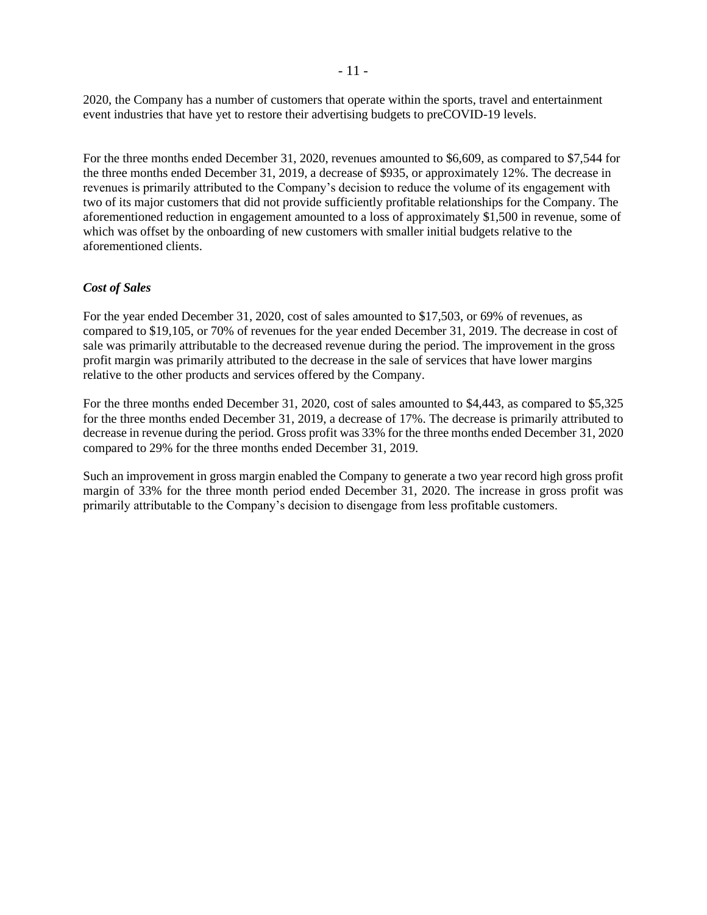2020, the Company has a number of customers that operate within the sports, travel and entertainment event industries that have yet to restore their advertising budgets to preCOVID-19 levels.

For the three months ended December 31, 2020, revenues amounted to $6,609, as compared to $7,544 for the three months ended December 31, 2019, a decrease of $935, or approximately 12%. The decrease in revenues is primarily attributed to the Company's decision to reduce the volume of its engagement with two of its major customers that did not provide sufficiently profitable relationships for the Company. The aforementioned reduction in engagement amounted to a loss of approximately $1,500 in revenue, some of which was offset by the onboarding of new customers with smaller initial budgets relative to the aforementioned clients.

***Cost of Sales***

For the year ended December 31, 2020, cost of sales amounted to $17,503, or 69% of revenues, as compared to $19,105, or 70% of revenues for the year ended December 31, 2019. The decrease in cost of sale was primarily attributable to the decreased revenue during the period. The improvement in the gross profit margin was primarily attributed to the decrease in the sale of services that have lower margins relative to the other products and services offered by the Company.

For the three months ended December 31, 2020, cost of sales amounted to $4,443, as compared to $5,325 for the three months ended December 31, 2019, a decrease of 17%. The decrease is primarily attributed to decrease in revenue during the period. Gross profit was 33% for the three months ended December 31, 2020 compared to 29% for the three months ended December 31, 2019.

Such an improvement in gross margin enabled the Company to generate a two year record high gross profit margin of 33% for the three month period ended December 31, 2020. The increase in gross profit was primarily attributable to the Company's decision to disengage from less profitable customers.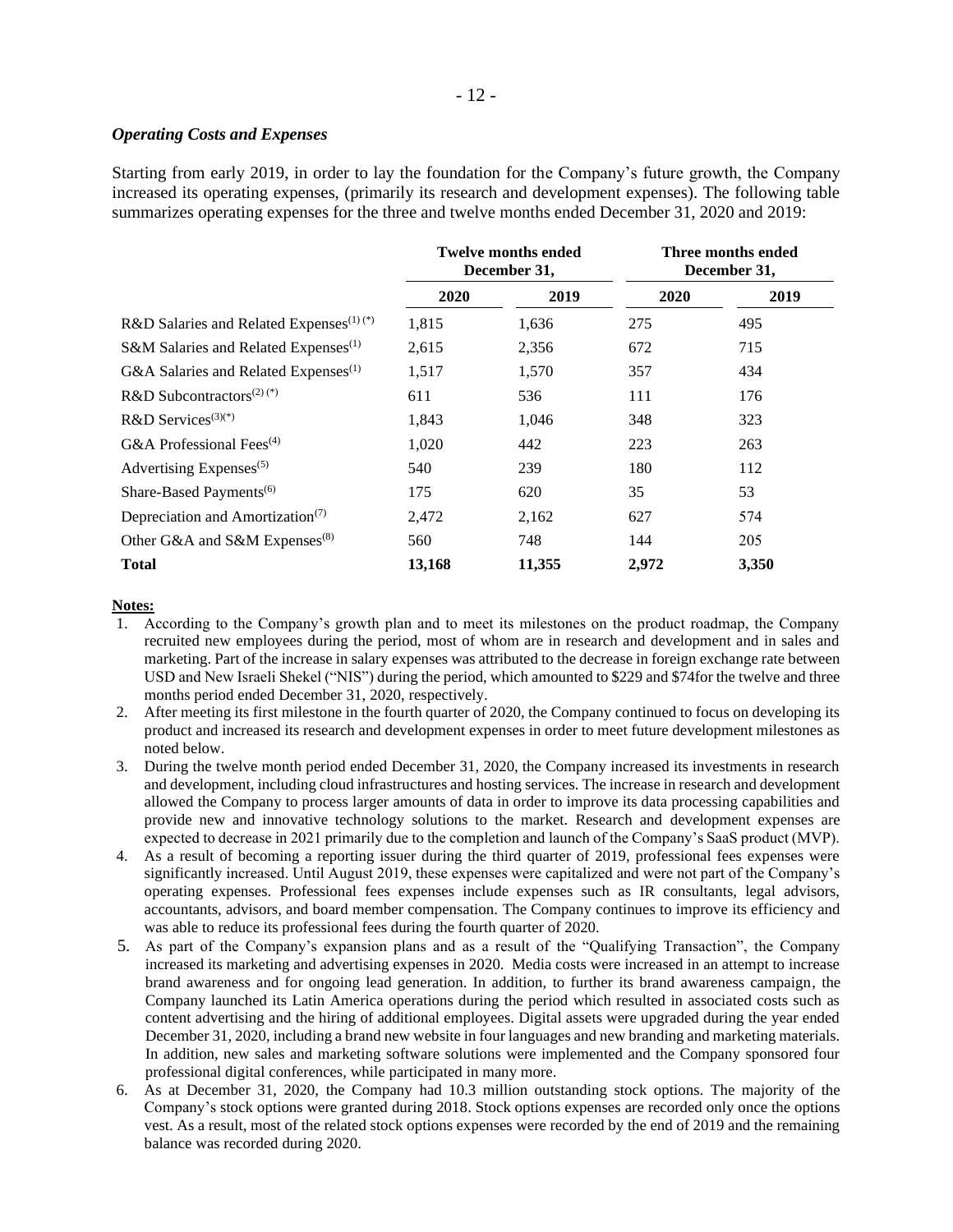### *Operating Costs and Expenses*

Starting from early 2019, in order to lay the foundation for the Company's future growth, the Company increased its operating expenses, (primarily its research and development expenses). The following table summarizes operating expenses for the three and twelve months ended December 31, 2020 and 2019:

| | Twelve months ended December 31, | | Three months ended December 31, | |
|---|---|---|---|---|
| | **2020** | **2019** | **2020** | **2019** |
| R&D Salaries and Related Expenses[(1) (*)] | 1,815 | 1,636 | 275 | 495 |
| S&M Salaries and Related Expenses[(1)] | 2,615 | 2,356 | 672 | 715 |
| G&A Salaries and Related Expenses[(1)] | 1,517 | 1,570 | 357 | 434 |
| R&D Subcontractors[(2) (*)] | 611 | 536 | 111 | 176 |
| R&D Services[(3)(*)] | 1,843 | 1,046 | 348 | 323 |
| G&A Professional Fees[(4)] | 1,020 | 442 | 223 | 263 |
| Advertising Expenses[(5)] | 540 | 239 | 180 | 112 |
| Share-Based Payments[(6)] | 175 | 620 | 35 | 53 |
| Depreciation and Amortization[(7)] | 2,472 | 2,162 | 627 | 574 |
| Other G&A and S&M Expenses[(8)] | 560 | 748 | 144 | 205 |
| **Total** | **13,168** | **11,355** | **2,972** | **3,350** |

**Notes:**

1. According to the Company's growth plan and to meet its milestones on the product roadmap, the Company recruited new employees during the period, most of whom are in research and development and in sales and marketing. Part of the increase in salary expenses was attributed to the decrease in foreign exchange rate between USD and New Israeli Shekel ("NIS") during the period, which amounted to $229 and $74for the twelve and three months period ended December 31, 2020, respectively.
2. After meeting its first milestone in the fourth quarter of 2020, the Company continued to focus on developing its product and increased its research and development expenses in order to meet future development milestones as noted below.
3. During the twelve month period ended December 31, 2020, the Company increased its investments in research and development, including cloud infrastructures and hosting services. The increase in research and development allowed the Company to process larger amounts of data in order to improve its data processing capabilities and provide new and innovative technology solutions to the market. Research and development expenses are expected to decrease in 2021 primarily due to the completion and launch of the Company's SaaS product (MVP).
4. As a result of becoming a reporting issuer during the third quarter of 2019, professional fees expenses were significantly increased. Until August 2019, these expenses were capitalized and were not part of the Company's operating expenses. Professional fees expenses include expenses such as IR consultants, legal advisors, accountants, advisors, and board member compensation. The Company continues to improve its efficiency and was able to reduce its professional fees during the fourth quarter of 2020.
5. As part of the Company's expansion plans and as a result of the "Qualifying Transaction", the Company increased its marketing and advertising expenses in 2020. Media costs were increased in an attempt to increase brand awareness and for ongoing lead generation. In addition, to further its brand awareness campaign, the Company launched its Latin America operations during the period which resulted in associated costs such as content advertising and the hiring of additional employees. Digital assets were upgraded during the year ended December 31, 2020, including a brand new website in four languages and new branding and marketing materials. In addition, new sales and marketing software solutions were implemented and the Company sponsored four professional digital conferences, while participated in many more.
6. As at December 31, 2020, the Company had 10.3 million outstanding stock options. The majority of the Company's stock options were granted during 2018. Stock options expenses are recorded only once the options vest. As a result, most of the related stock options expenses were recorded by the end of 2019 and the remaining balance was recorded during 2020.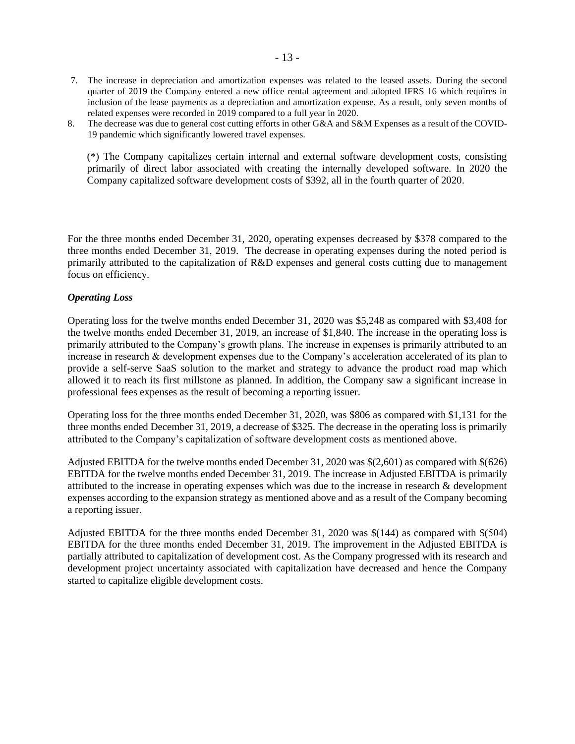7. The increase in depreciation and amortization expenses was related to the leased assets. During the second quarter of 2019 the Company entered a new office rental agreement and adopted IFRS 16 which requires in inclusion of the lease payments as a depreciation and amortization expense. As a result, only seven months of related expenses were recorded in 2019 compared to a full year in 2020.
8. The decrease was due to general cost cutting efforts in other G&A and S&M Expenses as a result of the COVID-19 pandemic which significantly lowered travel expenses.

(*) The Company capitalizes certain internal and external software development costs, consisting primarily of direct labor associated with creating the internally developed software. In 2020 the Company capitalized software development costs of $392, all in the fourth quarter of 2020.

For the three months ended December 31, 2020, operating expenses decreased by $378 compared to the three months ended December 31, 2019. The decrease in operating expenses during the noted period is primarily attributed to the capitalization of R&D expenses and general costs cutting due to management focus on efficiency.

***Operating Loss***

Operating loss for the twelve months ended December 31, 2020 was $5,248 as compared with $3,408 for the twelve months ended December 31, 2019, an increase of $1,840. The increase in the operating loss is primarily attributed to the Company's growth plans. The increase in expenses is primarily attributed to an increase in research & development expenses due to the Company's acceleration accelerated of its plan to provide a self-serve SaaS solution to the market and strategy to advance the product road map which allowed it to reach its first millstone as planned. In addition, the Company saw a significant increase in professional fees expenses as the result of becoming a reporting issuer.

Operating loss for the three months ended December 31, 2020, was $806 as compared with $1,131 for the three months ended December 31, 2019, a decrease of $325. The decrease in the operating loss is primarily attributed to the Company's capitalization of software development costs as mentioned above.

Adjusted EBITDA for the twelve months ended December 31, 2020 was $(2,601) as compared with $(626) EBITDA for the twelve months ended December 31, 2019. The increase in Adjusted EBITDA is primarily attributed to the increase in operating expenses which was due to the increase in research & development expenses according to the expansion strategy as mentioned above and as a result of the Company becoming a reporting issuer.

Adjusted EBITDA for the three months ended December 31, 2020 was $(144) as compared with $(504) EBITDA for the three months ended December 31, 2019. The improvement in the Adjusted EBITDA is partially attributed to capitalization of development cost. As the Company progressed with its research and development project uncertainty associated with capitalization have decreased and hence the Company started to capitalize eligible development costs.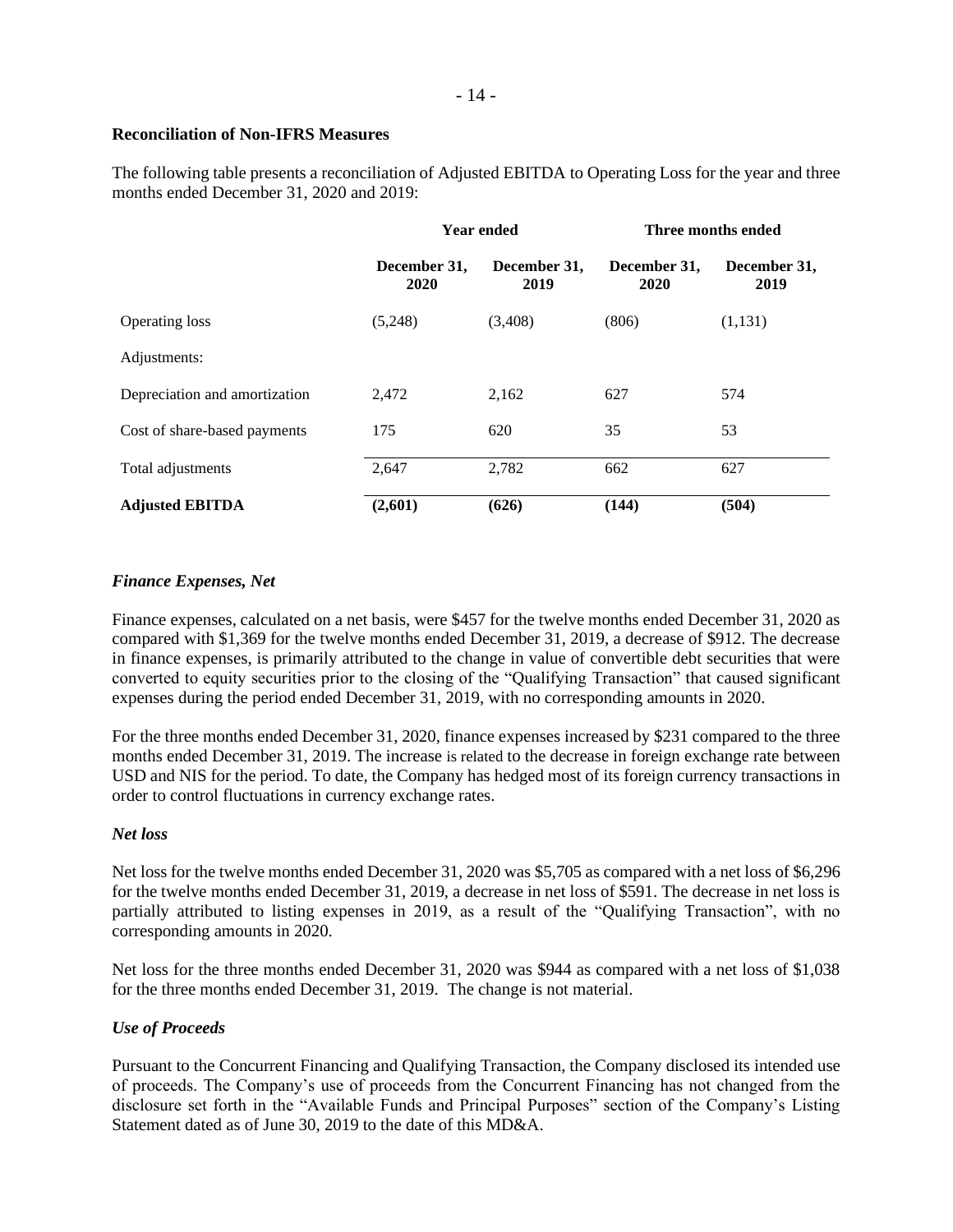**Reconciliation of Non-IFRS Measures**

The following table presents a reconciliation of Adjusted EBITDA to Operating Loss for the year and three months ended December 31, 2020 and 2019:

| | Year ended | | Three months ended | |
|---|---|---|---|---|
| | **December 31, 2020** | **December 31, 2019** | **December 31, 2020** | **December 31, 2019** |
| Operating loss | (5,248) | (3,408) | (806) | (1,131) |
| Adjustments: | | | | |
| Depreciation and amortization | 2,472 | 2,162 | 627 | 574 |
| Cost of share-based payments | 175 | 620 | 35 | 53 |
| Total adjustments | 2,647 | 2,782 | 662 | 627 |
| **Adjusted EBITDA** | **(2,601)** | **(626)** | **(144)** | **(504)** |

### *Finance Expenses, Net*

Finance expenses, calculated on a net basis, were $457 for the twelve months ended December 31, 2020 as compared with $1,369 for the twelve months ended December 31, 2019, a decrease of $912. The decrease in finance expenses, is primarily attributed to the change in value of convertible debt securities that were converted to equity securities prior to the closing of the "Qualifying Transaction" that caused significant expenses during the period ended December 31, 2019, with no corresponding amounts in 2020.

For the three months ended December 31, 2020, finance expenses increased by $231 compared to the three months ended December 31, 2019. The increase is related to the decrease in foreign exchange rate between USD and NIS for the period. To date, the Company has hedged most of its foreign currency transactions in order to control fluctuations in currency exchange rates.

### *Net loss*

Net loss for the twelve months ended December 31, 2020 was $5,705 as compared with a net loss of $6,296 for the twelve months ended December 31, 2019, a decrease in net loss of $591. The decrease in net loss is partially attributed to listing expenses in 2019, as a result of the "Qualifying Transaction", with no corresponding amounts in 2020.

Net loss for the three months ended December 31, 2020 was $944 as compared with a net loss of $1,038 for the three months ended December 31, 2019. The change is not material.

### *Use of Proceeds*

Pursuant to the Concurrent Financing and Qualifying Transaction, the Company disclosed its intended use of proceeds. The Company's use of proceeds from the Concurrent Financing has not changed from the disclosure set forth in the "Available Funds and Principal Purposes" section of the Company's Listing Statement dated as of June 30, 2019 to the date of this MD&A.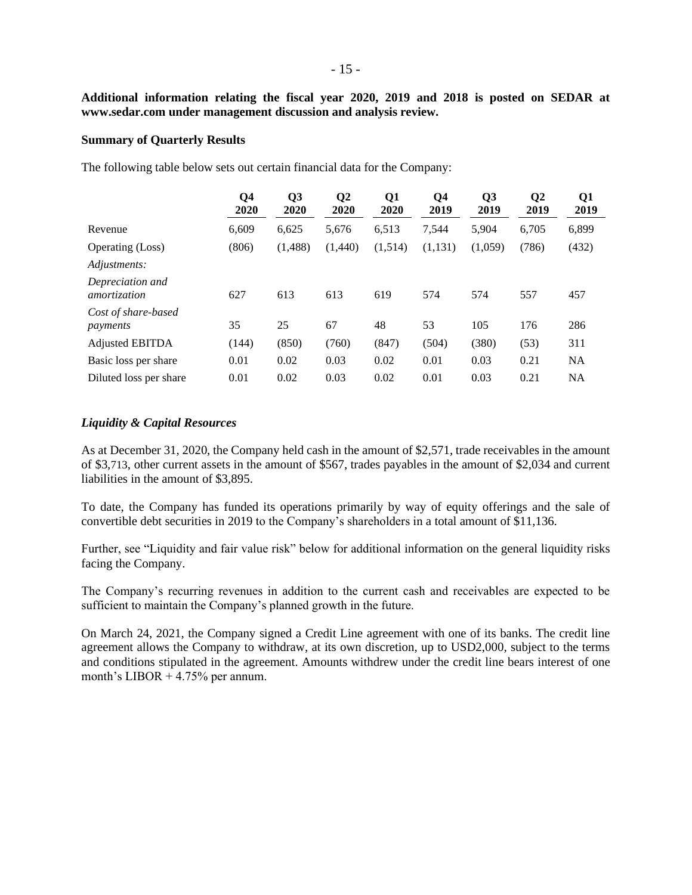**Additional information relating the fiscal year 2020, 2019 and 2018 is posted on SEDAR at www.sedar.com under management discussion and analysis review.**

**Summary of Quarterly Results**

The following table below sets out certain financial data for the Company:

| | Q4 2020 | Q3 2020 | Q2 2020 | Q1 2020 | Q4 2019 | Q3 2019 | Q2 2019 | Q1 2019 |
|---|---|---|---|---|---|---|---|---|
| Revenue | 6,609 | 6,625 | 5,676 | 6,513 | 7,544 | 5,904 | 6,705 | 6,899 |
| Operating (Loss) | (806) | (1,488) | (1,440) | (1,514) | (1,131) | (1,059) | (786) | (432) |
| *Adjustments:* | | | | | | | | |
| *Depreciation and amortization* | 627 | 613 | 613 | 619 | 574 | 574 | 557 | 457 |
| *Cost of share-based payments* | 35 | 25 | 67 | 48 | 53 | 105 | 176 | 286 |
| Adjusted EBITDA | (144) | (850) | (760) | (847) | (504) | (380) | (53) | 311 |
| Basic loss per share | 0.01 | 0.02 | 0.03 | 0.02 | 0.01 | 0.03 | 0.21 | NA |
| Diluted loss per share | 0.01 | 0.02 | 0.03 | 0.02 | 0.01 | 0.03 | 0.21 | NA |

***Liquidity & Capital Resources***

As at December 31, 2020, the Company held cash in the amount of $2,571, trade receivables in the amount of $3,713, other current assets in the amount of $567, trades payables in the amount of $2,034 and current liabilities in the amount of $3,895.

To date, the Company has funded its operations primarily by way of equity offerings and the sale of convertible debt securities in 2019 to the Company's shareholders in a total amount of $11,136.

Further, see "Liquidity and fair value risk" below for additional information on the general liquidity risks facing the Company.

The Company's recurring revenues in addition to the current cash and receivables are expected to be sufficient to maintain the Company's planned growth in the future.

On March 24, 2021, the Company signed a Credit Line agreement with one of its banks. The credit line agreement allows the Company to withdraw, at its own discretion, up to USD2,000, subject to the terms and conditions stipulated in the agreement. Amounts withdrew under the credit line bears interest of one month's LIBOR + 4.75% per annum.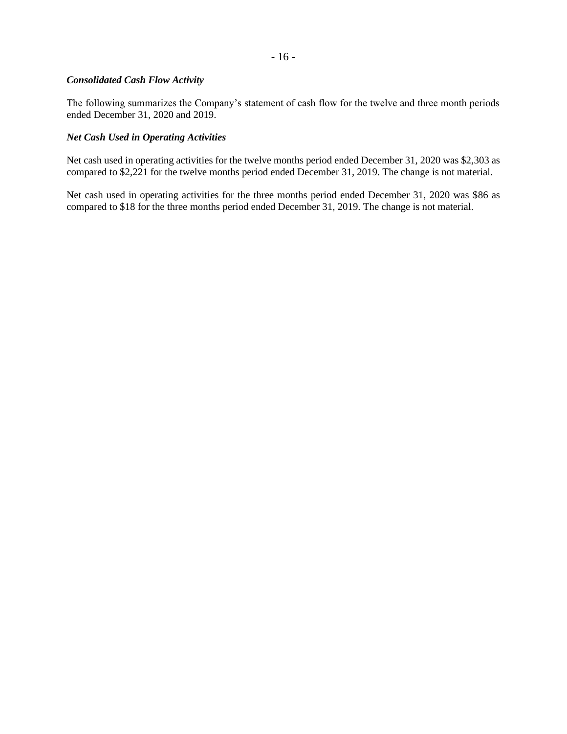***Consolidated Cash Flow Activity***

The following summarizes the Company's statement of cash flow for the twelve and three month periods ended December 31, 2020 and 2019.

***Net Cash Used in Operating Activities***

Net cash used in operating activities for the twelve months period ended December 31, 2020 was $2,303 as compared to $2,221 for the twelve months period ended December 31, 2019. The change is not material.

Net cash used in operating activities for the three months period ended December 31, 2020 was $86 as compared to $18 for the three months period ended December 31, 2019. The change is not material.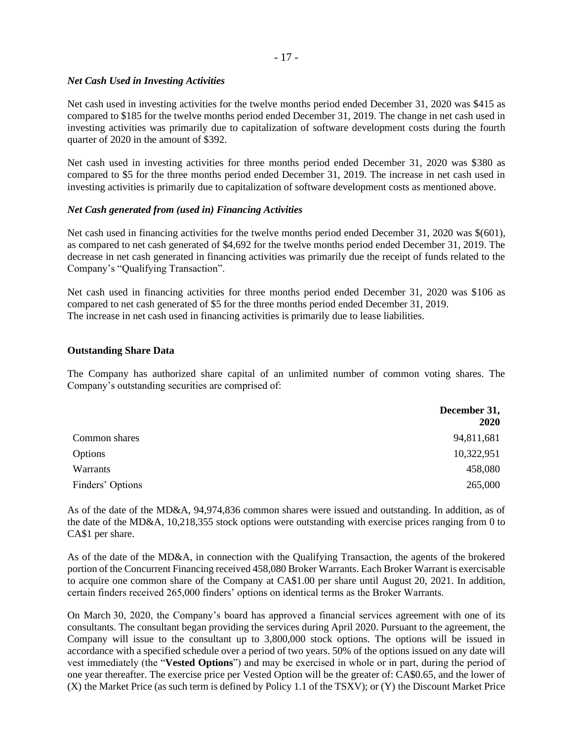### *Net Cash Used in Investing Activities*

Net cash used in investing activities for the twelve months period ended December 31, 2020 was $415 as compared to $185 for the twelve months period ended December 31, 2019. The change in net cash used in investing activities was primarily due to capitalization of software development costs during the fourth quarter of 2020 in the amount of $392.

Net cash used in investing activities for three months period ended December 31, 2020 was $380 as compared to $5 for the three months period ended December 31, 2019. The increase in net cash used in investing activities is primarily due to capitalization of software development costs as mentioned above.

### *Net Cash generated from (used in) Financing Activities*

Net cash used in financing activities for the twelve months period ended December 31, 2020 was $(601), as compared to net cash generated of $4,692 for the twelve months period ended December 31, 2019. The decrease in net cash generated in financing activities was primarily due the receipt of funds related to the Company's "Qualifying Transaction".

Net cash used in financing activities for three months period ended December 31, 2020 was $106 as compared to net cash generated of $5 for the three months period ended December 31, 2019.
The increase in net cash used in financing activities is primarily due to lease liabilities.

## Outstanding Share Data

The Company has authorized share capital of an unlimited number of common voting shares. The Company's outstanding securities are comprised of:

| | December 31, 2020 |
|---|---|
| Common shares | 94,811,681 |
| Options | 10,322,951 |
| Warrants | 458,080 |
| Finders' Options | 265,000 |

As of the date of the MD&A, 94,974,836 common shares were issued and outstanding. In addition, as of the date of the MD&A, 10,218,355 stock options were outstanding with exercise prices ranging from 0 to CA$1 per share.

As of the date of the MD&A, in connection with the Qualifying Transaction, the agents of the brokered portion of the Concurrent Financing received 458,080 Broker Warrants. Each Broker Warrant is exercisable to acquire one common share of the Company at CA$1.00 per share until August 20, 2021. In addition, certain finders received 265,000 finders' options on identical terms as the Broker Warrants.

On March 30, 2020, the Company's board has approved a financial services agreement with one of its consultants. The consultant began providing the services during April 2020. Pursuant to the agreement, the Company will issue to the consultant up to 3,800,000 stock options. The options will be issued in accordance with a specified schedule over a period of two years. 50% of the options issued on any date will vest immediately (the "**Vested Options**") and may be exercised in whole or in part, during the period of one year thereafter. The exercise price per Vested Option will be the greater of: CA$0.65, and the lower of (X) the Market Price (as such term is defined by Policy 1.1 of the TSXV); or (Y) the Discount Market Price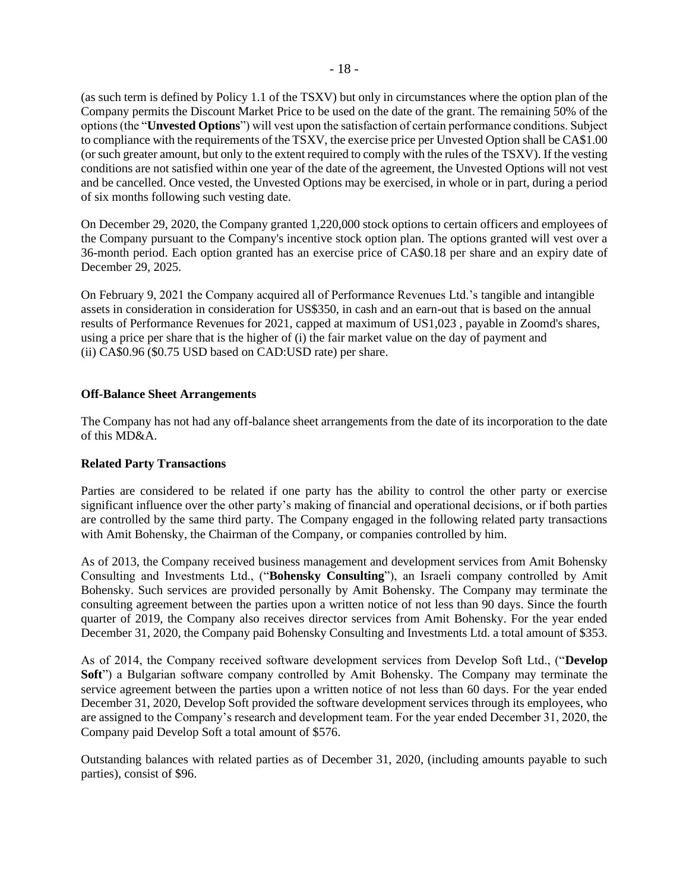(as such term is defined by Policy 1.1 of the TSXV) but only in circumstances where the option plan of the Company permits the Discount Market Price to be used on the date of the grant. The remaining 50% of the options (the "**Unvested Options**") will vest upon the satisfaction of certain performance conditions. Subject to compliance with the requirements of the TSXV, the exercise price per Unvested Option shall be CA$1.00 (or such greater amount, but only to the extent required to comply with the rules of the TSXV). If the vesting conditions are not satisfied within one year of the date of the agreement, the Unvested Options will not vest and be cancelled. Once vested, the Unvested Options may be exercised, in whole or in part, during a period of six months following such vesting date.

On December 29, 2020, the Company granted 1,220,000 stock options to certain officers and employees of the Company pursuant to the Company's incentive stock option plan. The options granted will vest over a 36-month period. Each option granted has an exercise price of CA$0.18 per share and an expiry date of December 29, 2025.

On February 9, 2021 the Company acquired all of Performance Revenues Ltd.'s tangible and intangible assets in consideration in consideration for US$350, in cash and an earn-out that is based on the annual results of Performance Revenues for 2021, capped at maximum of US1,023 , payable in Zoomd's shares, using a price per share that is the higher of (i) the fair market value on the day of payment and (ii) CA$0.96 ($0.75 USD based on CAD:USD rate) per share.

**Off-Balance Sheet Arrangements**

The Company has not had any off-balance sheet arrangements from the date of its incorporation to the date of this MD&A.

**Related Party Transactions**

Parties are considered to be related if one party has the ability to control the other party or exercise significant influence over the other party's making of financial and operational decisions, or if both parties are controlled by the same third party. The Company engaged in the following related party transactions with Amit Bohensky, the Chairman of the Company, or companies controlled by him.

As of 2013, the Company received business management and development services from Amit Bohensky Consulting and Investments Ltd., ("**Bohensky Consulting**"), an Israeli company controlled by Amit Bohensky. Such services are provided personally by Amit Bohensky. The Company may terminate the consulting agreement between the parties upon a written notice of not less than 90 days. Since the fourth quarter of 2019, the Company also receives director services from Amit Bohensky. For the year ended December 31, 2020, the Company paid Bohensky Consulting and Investments Ltd. a total amount of $353.

As of 2014, the Company received software development services from Develop Soft Ltd., ("**Develop Soft**") a Bulgarian software company controlled by Amit Bohensky. The Company may terminate the service agreement between the parties upon a written notice of not less than 60 days. For the year ended December 31, 2020, Develop Soft provided the software development services through its employees, who are assigned to the Company's research and development team. For the year ended December 31, 2020, the Company paid Develop Soft a total amount of $576.

Outstanding balances with related parties as of December 31, 2020, (including amounts payable to such parties), consist of $96.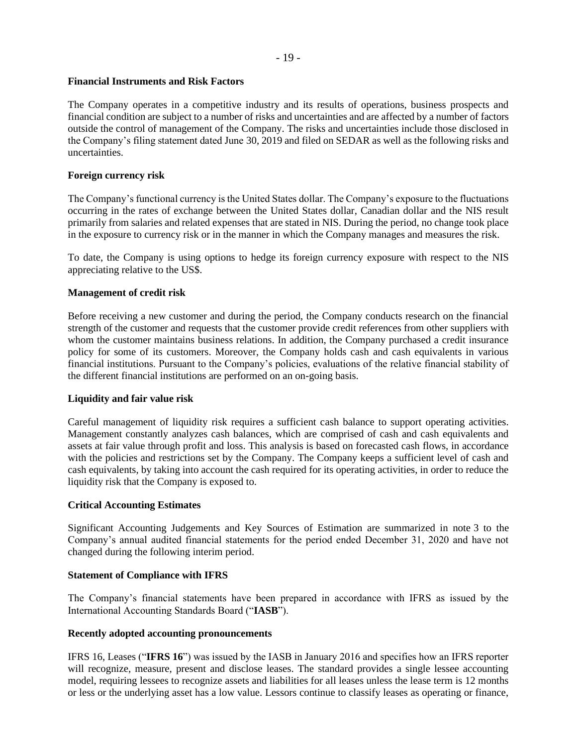**Financial Instruments and Risk Factors**

The Company operates in a competitive industry and its results of operations, business prospects and financial condition are subject to a number of risks and uncertainties and are affected by a number of factors outside the control of management of the Company. The risks and uncertainties include those disclosed in the Company's filing statement dated June 30, 2019 and filed on SEDAR as well as the following risks and uncertainties.

**Foreign currency risk**

The Company's functional currency is the United States dollar. The Company's exposure to the fluctuations occurring in the rates of exchange between the United States dollar, Canadian dollar and the NIS result primarily from salaries and related expenses that are stated in NIS. During the period, no change took place in the exposure to currency risk or in the manner in which the Company manages and measures the risk.

To date, the Company is using options to hedge its foreign currency exposure with respect to the NIS appreciating relative to the US$.

**Management of credit risk**

Before receiving a new customer and during the period, the Company conducts research on the financial strength of the customer and requests that the customer provide credit references from other suppliers with whom the customer maintains business relations. In addition, the Company purchased a credit insurance policy for some of its customers. Moreover, the Company holds cash and cash equivalents in various financial institutions. Pursuant to the Company's policies, evaluations of the relative financial stability of the different financial institutions are performed on an on-going basis.

**Liquidity and fair value risk**

Careful management of liquidity risk requires a sufficient cash balance to support operating activities. Management constantly analyzes cash balances, which are comprised of cash and cash equivalents and assets at fair value through profit and loss. This analysis is based on forecasted cash flows, in accordance with the policies and restrictions set by the Company. The Company keeps a sufficient level of cash and cash equivalents, by taking into account the cash required for its operating activities, in order to reduce the liquidity risk that the Company is exposed to.

**Critical Accounting Estimates**

Significant Accounting Judgements and Key Sources of Estimation are summarized in note 3 to the Company's annual audited financial statements for the period ended December 31, 2020 and have not changed during the following interim period.

**Statement of Compliance with IFRS**

The Company's financial statements have been prepared in accordance with IFRS as issued by the International Accounting Standards Board ("**IASB**").

**Recently adopted accounting pronouncements**

IFRS 16, Leases ("**IFRS 16**") was issued by the IASB in January 2016 and specifies how an IFRS reporter will recognize, measure, present and disclose leases. The standard provides a single lessee accounting model, requiring lessees to recognize assets and liabilities for all leases unless the lease term is 12 months or less or the underlying asset has a low value. Lessors continue to classify leases as operating or finance,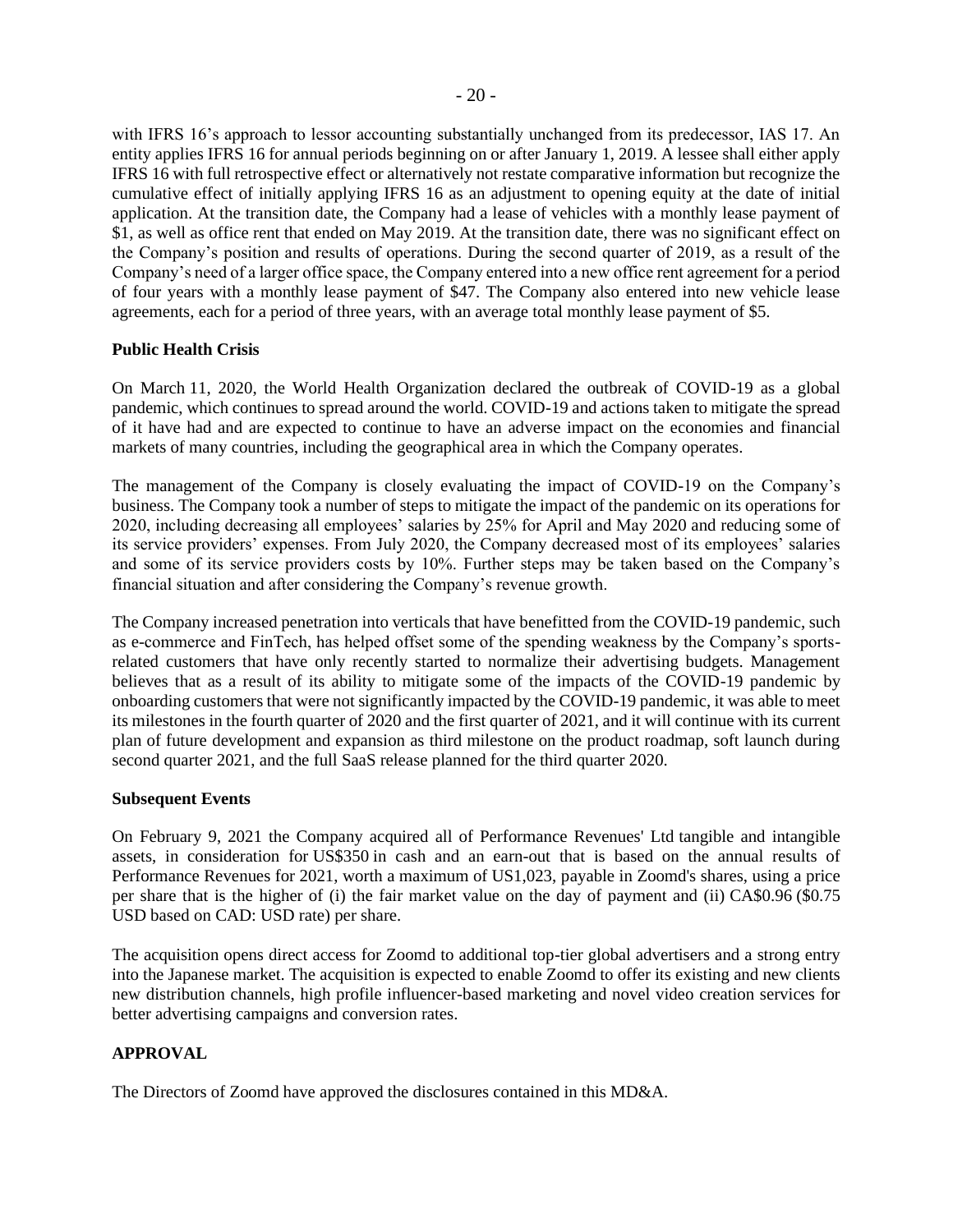with IFRS 16's approach to lessor accounting substantially unchanged from its predecessor, IAS 17. An entity applies IFRS 16 for annual periods beginning on or after January 1, 2019. A lessee shall either apply IFRS 16 with full retrospective effect or alternatively not restate comparative information but recognize the cumulative effect of initially applying IFRS 16 as an adjustment to opening equity at the date of initial application. At the transition date, the Company had a lease of vehicles with a monthly lease payment of $1, as well as office rent that ended on May 2019. At the transition date, there was no significant effect on the Company's position and results of operations. During the second quarter of 2019, as a result of the Company's need of a larger office space, the Company entered into a new office rent agreement for a period of four years with a monthly lease payment of $47. The Company also entered into new vehicle lease agreements, each for a period of three years, with an average total monthly lease payment of $5.

**Public Health Crisis**

On March 11, 2020, the World Health Organization declared the outbreak of COVID-19 as a global pandemic, which continues to spread around the world. COVID-19 and actions taken to mitigate the spread of it have had and are expected to continue to have an adverse impact on the economies and financial markets of many countries, including the geographical area in which the Company operates.

The management of the Company is closely evaluating the impact of COVID-19 on the Company's business. The Company took a number of steps to mitigate the impact of the pandemic on its operations for 2020, including decreasing all employees' salaries by 25% for April and May 2020 and reducing some of its service providers' expenses. From July 2020, the Company decreased most of its employees' salaries and some of its service providers costs by 10%. Further steps may be taken based on the Company's financial situation and after considering the Company's revenue growth.

The Company increased penetration into verticals that have benefitted from the COVID-19 pandemic, such as e-commerce and FinTech, has helped offset some of the spending weakness by the Company's sports-related customers that have only recently started to normalize their advertising budgets. Management believes that as a result of its ability to mitigate some of the impacts of the COVID-19 pandemic by onboarding customers that were not significantly impacted by the COVID-19 pandemic, it was able to meet its milestones in the fourth quarter of 2020 and the first quarter of 2021, and it will continue with its current plan of future development and expansion as third milestone on the product roadmap, soft launch during second quarter 2021, and the full SaaS release planned for the third quarter 2020.

**Subsequent Events**

On February 9, 2021 the Company acquired all of Performance Revenues' Ltd tangible and intangible assets, in consideration for US$350 in cash and an earn-out that is based on the annual results of Performance Revenues for 2021, worth a maximum of US1,023, payable in Zoomd's shares, using a price per share that is the higher of (i) the fair market value on the day of payment and (ii) CA$0.96 ($0.75 USD based on CAD: USD rate) per share.

The acquisition opens direct access for Zoomd to additional top-tier global advertisers and a strong entry into the Japanese market. The acquisition is expected to enable Zoomd to offer its existing and new clients new distribution channels, high profile influencer-based marketing and novel video creation services for better advertising campaigns and conversion rates.

## APPROVAL

The Directors of Zoomd have approved the disclosures contained in this MD&A.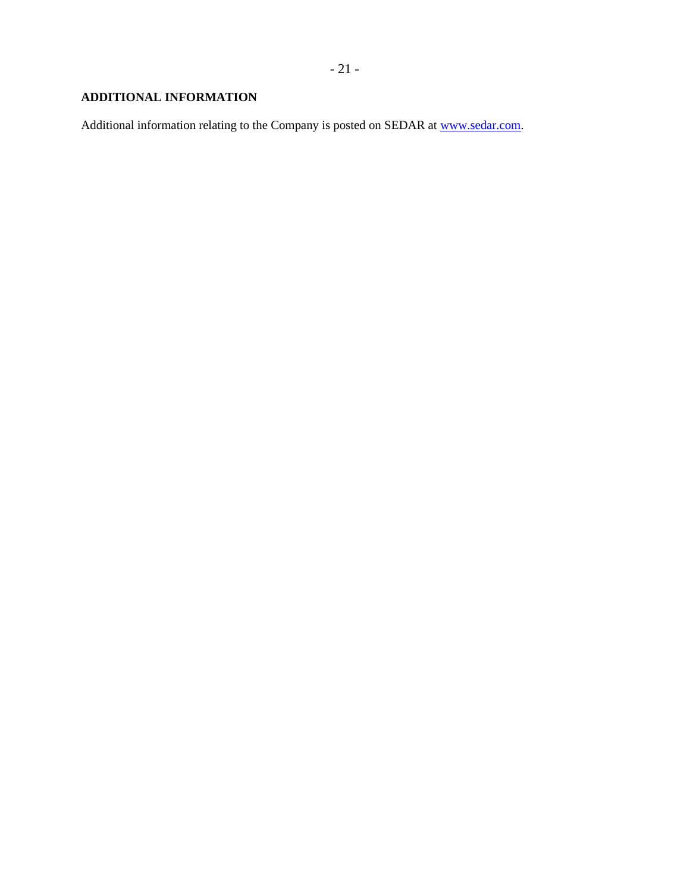## ADDITIONAL INFORMATION

Additional information relating to the Company is posted on SEDAR at [www.sedar.com](http://www.sedar.com).